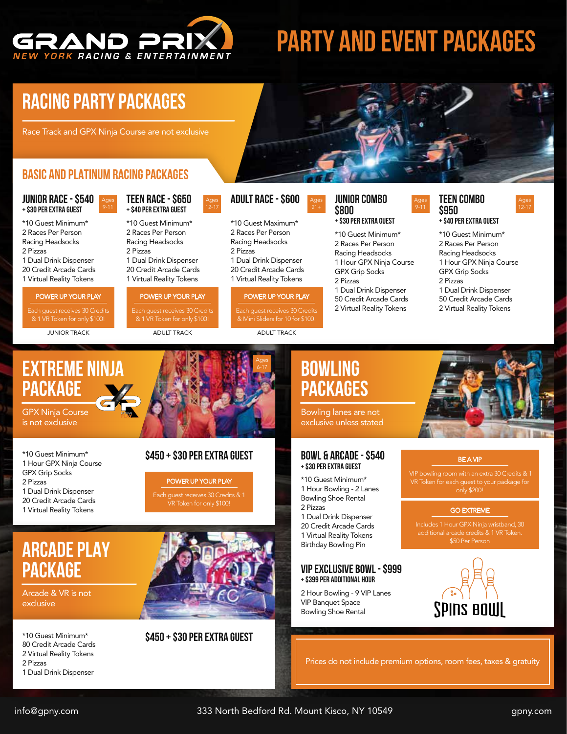# GRAND PRIX NEW YORK RACING & ENTERTAINMENT

# PARTY AND EVENT PACKAGES

## RACING PARTY PACKAGES

Race Track and GPX Ninja Course are not exclusive

### BASIC AND PLATINUM RACING PACKAGES

#### JUNIOR RACE - $540

Ages 9-11

**+ $30 PER EXTRA GUEST**

*10 Guest Minimum*
2 Races Per Person
Racing Headsocks
2 Pizzas
1 Dual Drink Dispenser
20 Credit Arcade Cards
1 Virtual Reality Tokens

**POWER UP YOUR PLAY**

Each guest receives 30 Credits & 1 VR Token for only $100!

JUNIOR TRACK

#### TEEN RACE - $650

Ages 12-17

**+ $40 PER EXTRA GUEST**

*10 Guest Minimum*
2 Races Per Person
Racing Headsocks
2 Pizzas
1 Dual Drink Dispenser
20 Credit Arcade Cards
1 Virtual Reality Tokens

**POWER UP YOUR PLAY**

Each guest receives 30 Credits & 1 VR Token for only $100!

ADULT TRACK

#### ADULT RACE - $600

Ages 21+

*10 Guest Maximum*
2 Races Per Person
Racing Headsocks
2 Pizzas
1 Dual Drink Dispenser
20 Credit Arcade Cards
1 Virtual Reality Tokens

**POWER UP YOUR PLAY**

Each guest receives 30 Credits & Mini Sliders for 10 for $100!

ADULT TRACK

#### JUNIOR COMBO $800

Ages 9-11

**+ $30 PER EXTRA GUEST**

*10 Guest Minimum*
2 Races Per Person
Racing Headsocks
1 Hour GPX Ninja Course
GPX Grip Socks
2 Pizzas
1 Dual Drink Dispenser
50 Credit Arcade Cards
2 Virtual Reality Tokens

#### TEEN COMBO $950

Ages 12-17

**+ $40 PER EXTRA GUEST**

*10 Guest Minimum*
2 Races Per Person
Racing Headsocks
1 Hour GPX Ninja Course
GPX Grip Socks
2 Pizzas
1 Dual Drink Dispenser
50 Credit Arcade Cards
2 Virtual Reality Tokens

## EXTREME NINJA PACKAGE

Ages 6-17

GPX Ninja Course is not exclusive

*10 Guest Minimum*
1 Hour GPX Ninja Course
GPX Grip Socks
2 Pizzas
1 Dual Drink Dispenser
20 Credit Arcade Cards
1 Virtual Reality Tokens

**$450 + $30 PER EXTRA GUEST**

**POWER UP YOUR PLAY**

Each guest receives 30 Credits & 1 VR Token for only $100!

## ARCADE PLAY PACKAGE

Arcade & VR is not exclusive

*10 Guest Minimum*
80 Credit Arcade Cards
2 Virtual Reality Tokens
2 Pizzas
1 Dual Drink Dispenser

**$450 + $30 PER EXTRA GUEST**

## BOWLING PACKAGES

Bowling lanes are not exclusive unless stated

#### BOWL & ARCADE - $540

**+ $30 PER EXTRA GUEST**

*10 Guest Minimum*
1 Hour Bowling - 2 Lanes
Bowling Shoe Rental
2 Pizzas
1 Dual Drink Dispenser
20 Credit Arcade Cards
1 Virtual Reality Tokens
Birthday Bowling Pin

**BE A VIP**

VIP bowling room with an extra 30 Credits & 1 VR Token for each guest to your package for only $200!

**GO EXTREME**

Includes 1 Hour GPX Ninja wristband, 30 additional arcade credits & 1 VR Token. $50 Per Person

#### VIP EXCLUSIVE BOWL - $999

**+ $399 PER ADDITIONAL HOUR**

2 Hour Bowling - 9 VIP Lanes
VIP Banquet Space
Bowling Shoe Rental

SPINS BOWL

Prices do not include premium options, room fees, taxes & gratuity

info@gpny.com | 333 North Bedford Rd. Mount Kisco, NY 10549 | gpny.com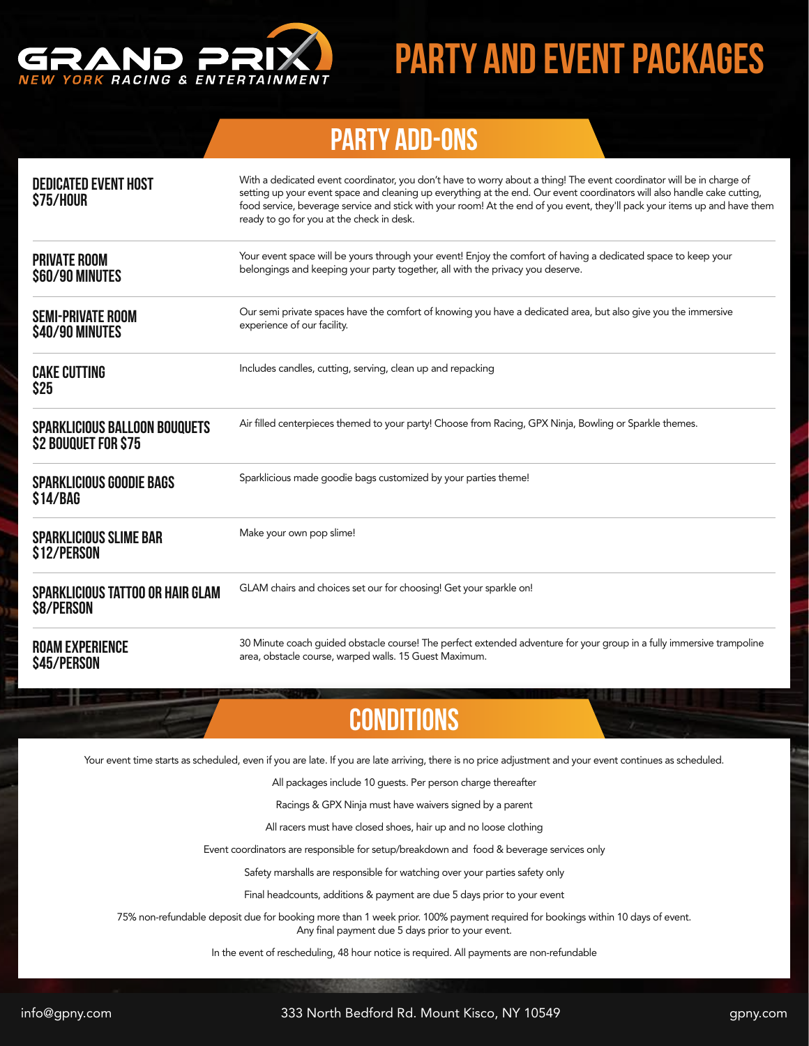GRAND PRIX
NEW YORK RACING & ENTERTAINMENT

# PARTY AND EVENT PACKAGES

## PARTY ADD-ONS

| | |
|---|---|
| **DEDICATED EVENT HOST**<br>**$75/HOUR** | With a dedicated event coordinator, you don't have to worry about a thing! The event coordinator will be in charge of setting up your event space and cleaning up everything at the end. Our event coordinators will also handle cake cutting, food service, beverage service and stick with your room! At the end of you event, they'll pack your items up and have them ready to go for you at the check in desk. |
| **PRIVATE ROOM**<br>**$60/90 MINUTES** | Your event space will be yours through your event! Enjoy the comfort of having a dedicated space to keep your belongings and keeping your party together, all with the privacy you deserve. |
| **SEMI-PRIVATE ROOM**<br>**$40/90 MINUTES** | Our semi private spaces have the comfort of knowing you have a dedicated area, but also give you the immersive experience of our facility. |
| **CAKE CUTTING**<br>**$25** | Includes candles, cutting, serving, clean up and repacking |
| **SPARKLICIOUS BALLOON BOUQUETS**<br>**$2 BOUQUET FOR $75** | Air filled centerpieces themed to your party! Choose from Racing, GPX Ninja, Bowling or Sparkle themes. |
| **SPARKLICIOUS GOODIE BAGS**<br>**$14/BAG** | Sparklicious made goodie bags customized by your parties theme! |
| **SPARKLICIOUS SLIME BAR**<br>**$12/PERSON** | Make your own pop slime! |
| **SPARKLICIOUS TATTOO OR HAIR GLAM**<br>**$8/PERSON** | GLAM chairs and choices set our for choosing! Get your sparkle on! |
| **ROAM EXPERIENCE**<br>**$45/PERSON** | 30 Minute coach guided obstacle course! The perfect extended adventure for your group in a fully immersive trampoline area, obstacle course, warped walls. 15 Guest Maximum. |

## CONDITIONS

Your event time starts as scheduled, even if you are late. If you are late arriving, there is no price adjustment and your event continues as scheduled.

All packages include 10 guests. Per person charge thereafter

Racings & GPX Ninja must have waivers signed by a parent

All racers must have closed shoes, hair up and no loose clothing

Event coordinators are responsible for setup/breakdown and food & beverage services only

Safety marshalls are responsible for watching over your parties safety only

Final headcounts, additions & payment are due 5 days prior to your event

75% non-refundable deposit due for booking more than 1 week prior. 100% payment required for bookings within 10 days of event. Any final payment due 5 days prior to your event.

In the event of rescheduling, 48 hour notice is required. All payments are non-refundable

info@gpny.com 333 North Bedford Rd. Mount Kisco, NY 10549 gpny.com